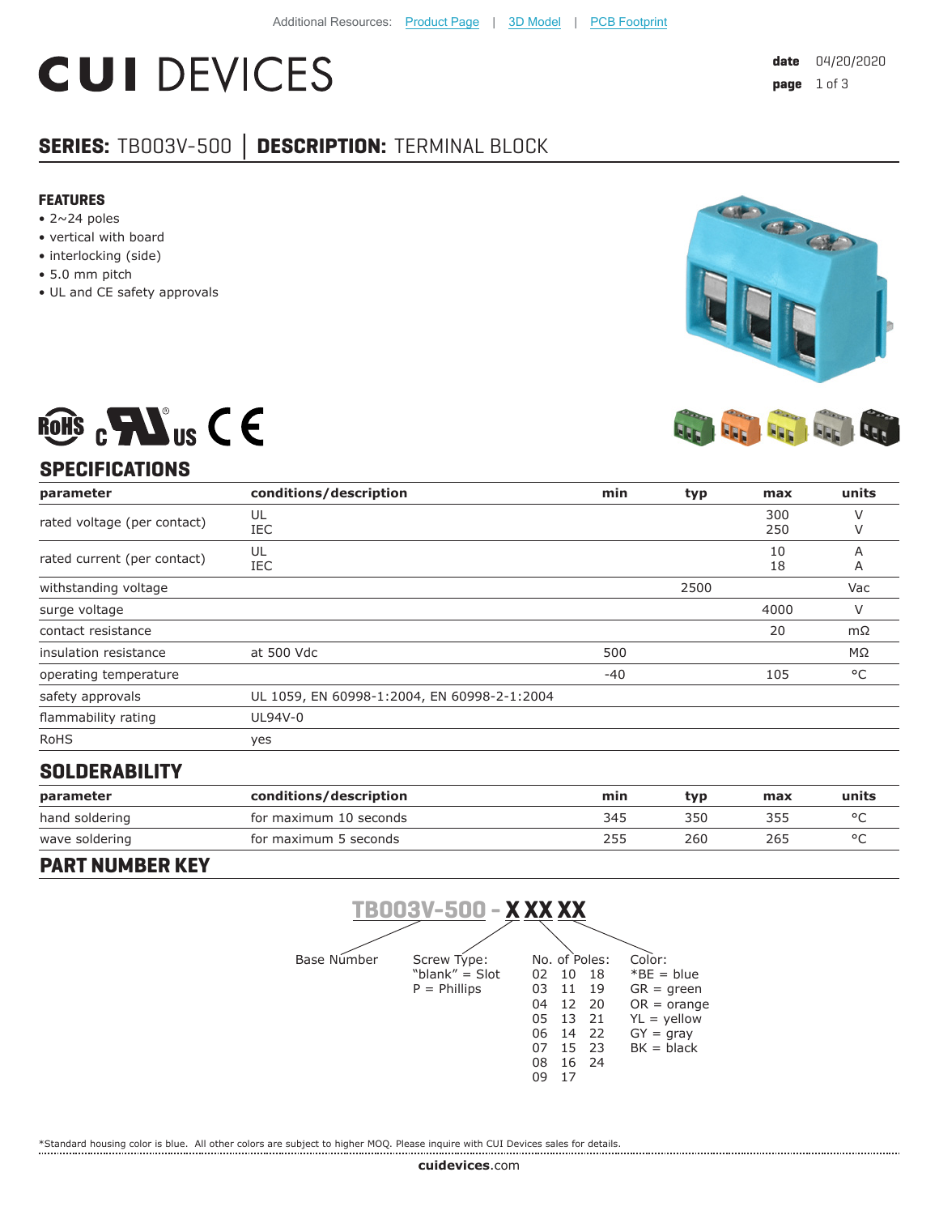Additional Resources: Product Page | 3D Model | PCB Footprint

# CUI DEVICES

date 04/20/2020

## SERIES: TB003V-500 | DESCRIPTION: TERMINAL BLOCK

### FEATURES

- 2~24 poles
- vertical with board
- interlocking (side)
- 5.0 mm pitch
- UL and CE safety approvals

## SPECIFICATIONS

| parameter | conditions/description | min | typ | max | units |
|---|---|---|---|---|---|
| rated voltage (per contact) | UL<br>IEC | | | 300<br>250 | V<br>V |
| rated current (per contact) | UL<br>IEC | | | 10<br>18 | A<br>A |
| withstanding voltage | | | 2500 | | Vac |
| surge voltage | | | | 4000 | V |
| contact resistance | | | | 20 | mΩ |
| insulation resistance | at 500 Vdc | 500 | | | MΩ |
| operating temperature | | -40 | | 105 | °C |
| safety approvals | UL 1059, EN 60998-1:2004, EN 60998-2-1:2004 | | | | |
| flammability rating | UL94V-0 | | | | |
| RoHS | yes | | | | |

## SOLDERABILITY

| parameter | conditions/description | min | typ | max | units |
|---|---|---|---|---|---|
| hand soldering | for maximum 10 seconds | 345 | 350 | 355 | °C |
| wave soldering | for maximum 5 seconds | 255 | 260 | 265 | °C |

## PART NUMBER KEY

**TB003V-500 - X XX XX**

Base Number

Screw Type:
"blank" = Slot
P = Phillips

No. of Poles:
02 10 18
03 11 19
04 12 20
05 13 21
06 14 22
07 15 23
08 16 24
09 17

Color:
*BE = blue
GR = green
OR = orange
YL = yellow
GY = gray
BK = black

*Standard housing color is blue. All other colors are subject to higher MOQ. Please inquire with CUI Devices sales for details.

cuidevices.com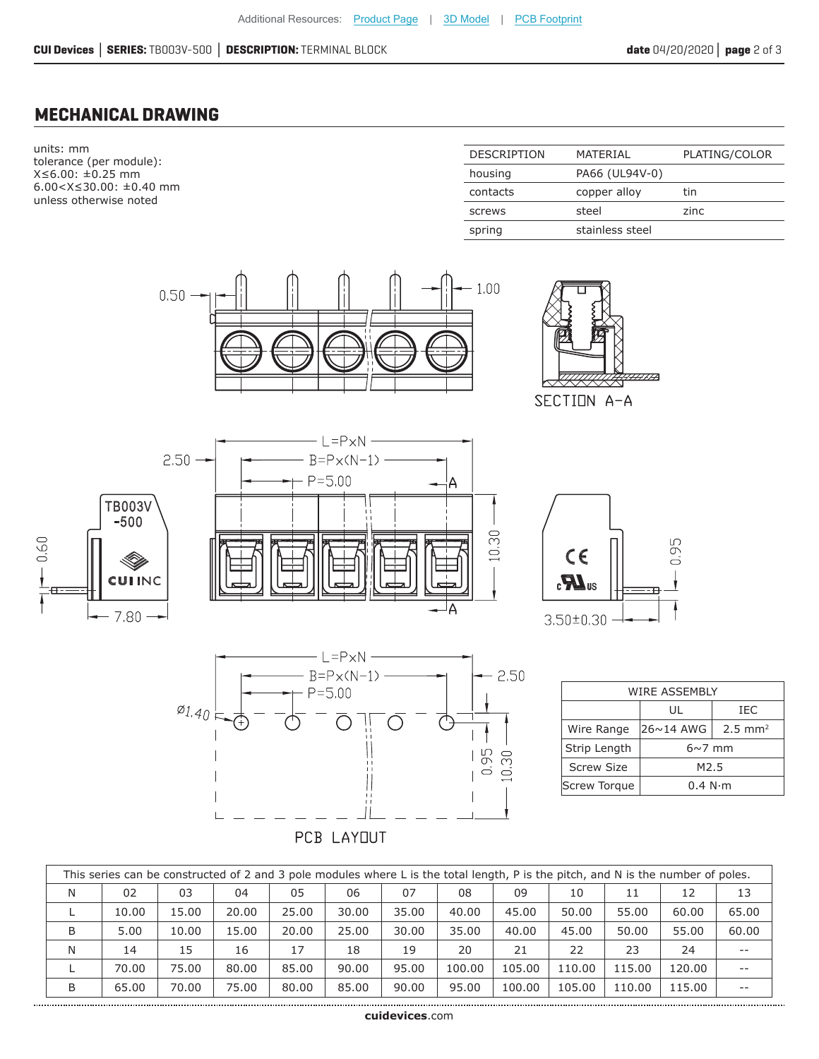## MECHANICAL DRAWING

units: mm
tolerance (per module):
X≤6.00: ±0.25 mm
6.00<X≤30.00: ±0.40 mm
unless otherwise noted

| DESCRIPTION | MATERIAL | PLATING/COLOR |
|---|---|---|
| housing | PA66 (UL94V-0) | |
| contacts | copper alloy | tin |
| screws | steel | zinc |
| spring | stainless steel | |

0.50  1.00

SECTION A-A

2.50  L=P×N  B=P×(N-1)  P=5.00  A  10.30  0.60  7.80  0.95  3.50±0.30

TB003V -500

PCB LAYOUT

Ø1.40  L=P×N  B=P×(N-1)  P=5.00  2.50  0.95  10.30

| WIRE ASSEMBLY | | |
|---|---|---|
| | UL | IEC |
| Wire Range | 26~14 AWG | 2.5 mm² |
| Strip Length | 6~7 mm | |
| Screw Size | M2.5 | |
| Screw Torque | 0.4 N·m | |

This series can be constructed of 2 and 3 pole modules where L is the total length, P is the pitch, and N is the number of poles.

| N | 02 | 03 | 04 | 05 | 06 | 07 | 08 | 09 | 10 | 11 | 12 | 13 |
|---|---|---|---|---|---|---|---|---|---|---|---|---|
| L | 10.00 | 15.00 | 20.00 | 25.00 | 30.00 | 35.00 | 40.00 | 45.00 | 50.00 | 55.00 | 60.00 | 65.00 |
| B | 5.00 | 10.00 | 15.00 | 20.00 | 25.00 | 30.00 | 35.00 | 40.00 | 45.00 | 50.00 | 55.00 | 60.00 |
| N | 14 | 15 | 16 | 17 | 18 | 19 | 20 | 21 | 22 | 23 | 24 | -- |
| L | 70.00 | 75.00 | 80.00 | 85.00 | 90.00 | 95.00 | 100.00 | 105.00 | 110.00 | 115.00 | 120.00 | -- |
| B | 65.00 | 70.00 | 75.00 | 80.00 | 85.00 | 90.00 | 95.00 | 100.00 | 105.00 | 110.00 | 115.00 | -- |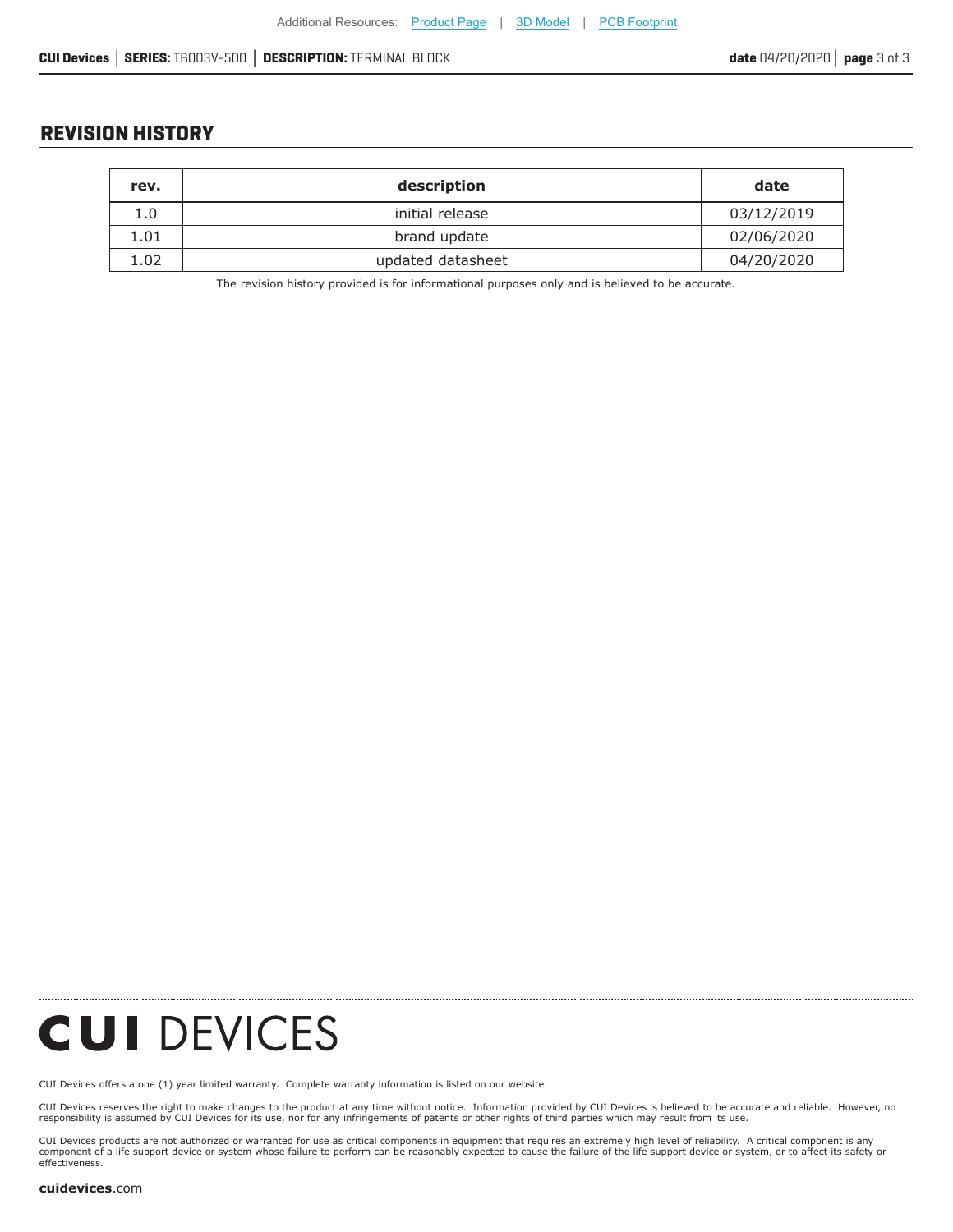## REVISION HISTORY

| rev. | description | date |
| --- | --- | --- |
| 1.0 | initial release | 03/12/2019 |
| 1.01 | brand update | 02/06/2020 |
| 1.02 | updated datasheet | 04/20/2020 |

The revision history provided is for informational purposes only and is believed to be accurate.

**CUI** DEVICES

CUI Devices offers a one (1) year limited warranty. Complete warranty information is listed on our website.

CUI Devices reserves the right to make changes to the product at any time without notice. Information provided by CUI Devices is believed to be accurate and reliable. However, no responsibility is assumed by CUI Devices for its use, nor for any infringements of patents or other rights of third parties which may result from its use.

CUI Devices products are not authorized or warranted for use as critical components in equipment that requires an extremely high level of reliability. A critical component is any component of a life support device or system whose failure to perform can be reasonably expected to cause the failure of the life support device or system, or to affect its safety or effectiveness.

**cuidevices**.com